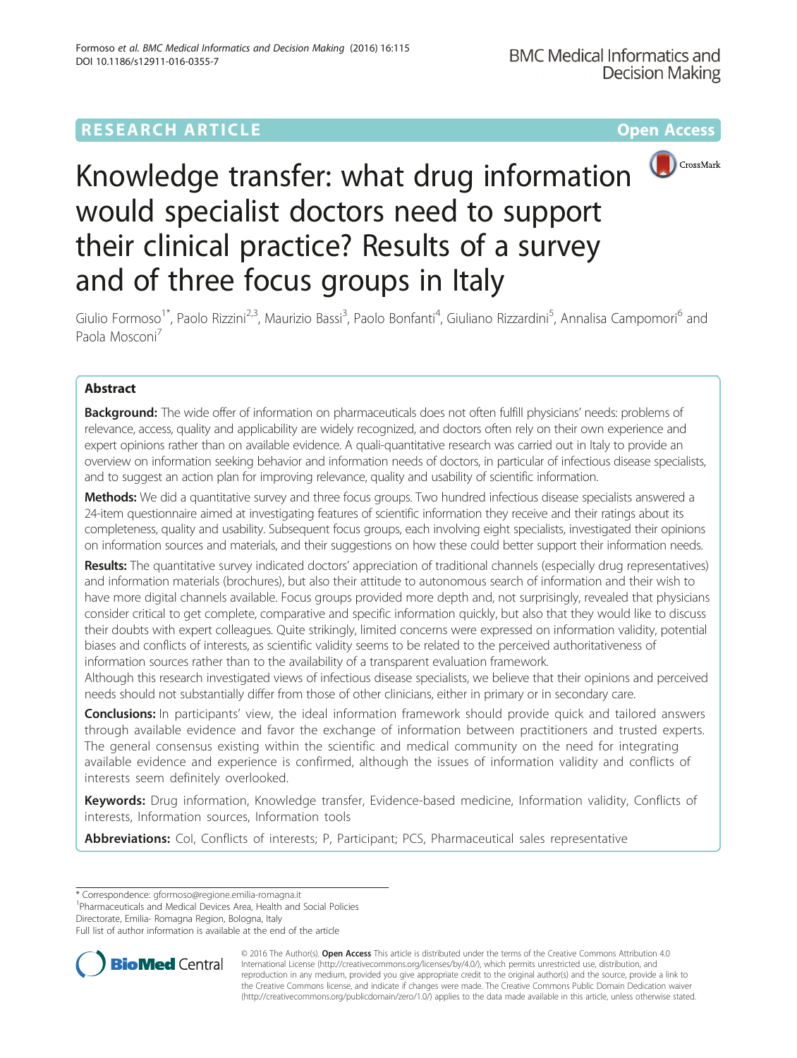RESEARCH ARTICLE

Open Access

# Knowledge transfer: what drug information would specialist doctors need to support their clinical practice? Results of a survey and of three focus groups in Italy

Giulio Formoso[1*], Paolo Rizzini[2,3], Maurizio Bassi[3], Paolo Bonfanti[4], Giuliano Rizzardini[5], Annalisa Campomori[6] and Paola Mosconi[7]

## Abstract

**Background:** The wide offer of information on pharmaceuticals does not often fulfill physicians' needs: problems of relevance, access, quality and applicability are widely recognized, and doctors often rely on their own experience and expert opinions rather than on available evidence. A quali-quantitative research was carried out in Italy to provide an overview on information seeking behavior and information needs of doctors, in particular of infectious disease specialists, and to suggest an action plan for improving relevance, quality and usability of scientific information.

**Methods:** We did a quantitative survey and three focus groups. Two hundred infectious disease specialists answered a 24-item questionnaire aimed at investigating features of scientific information they receive and their ratings about its completeness, quality and usability. Subsequent focus groups, each involving eight specialists, investigated their opinions on information sources and materials, and their suggestions on how these could better support their information needs.

**Results:** The quantitative survey indicated doctors' appreciation of traditional channels (especially drug representatives) and information materials (brochures), but also their attitude to autonomous search of information and their wish to have more digital channels available. Focus groups provided more depth and, not surprisingly, revealed that physicians consider critical to get complete, comparative and specific information quickly, but also that they would like to discuss their doubts with expert colleagues. Quite strikingly, limited concerns were expressed on information validity, potential biases and conflicts of interests, as scientific validity seems to be related to the perceived authoritativeness of information sources rather than to the availability of a transparent evaluation framework.

Although this research investigated views of infectious disease specialists, we believe that their opinions and perceived needs should not substantially differ from those of other clinicians, either in primary or in secondary care.

**Conclusions:** In participants' view, the ideal information framework should provide quick and tailored answers through available evidence and favor the exchange of information between practitioners and trusted experts. The general consensus existing within the scientific and medical community on the need for integrating available evidence and experience is confirmed, although the issues of information validity and conflicts of interests seem definitely overlooked.

**Keywords:** Drug information, Knowledge transfer, Evidence-based medicine, Information validity, Conflicts of interests, Information sources, Information tools

**Abbreviations:** CoI, Conflicts of interests; P, Participant; PCS, Pharmaceutical sales representative

---

\* Correspondence: gformoso@regione.emilia-romagna.it
[1]Pharmaceuticals and Medical Devices Area, Health and Social Policies Directorate, Emilia- Romagna Region, Bologna, Italy
Full list of author information is available at the end of the article

© 2016 The Author(s). **Open Access** This article is distributed under the terms of the Creative Commons Attribution 4.0 International License (http://creativecommons.org/licenses/by/4.0/), which permits unrestricted use, distribution, and reproduction in any medium, provided you give appropriate credit to the original author(s) and the source, provide a link to the Creative Commons license, and indicate if changes were made. The Creative Commons Public Domain Dedication waiver (http://creativecommons.org/publicdomain/zero/1.0/) applies to the data made available in this article, unless otherwise stated.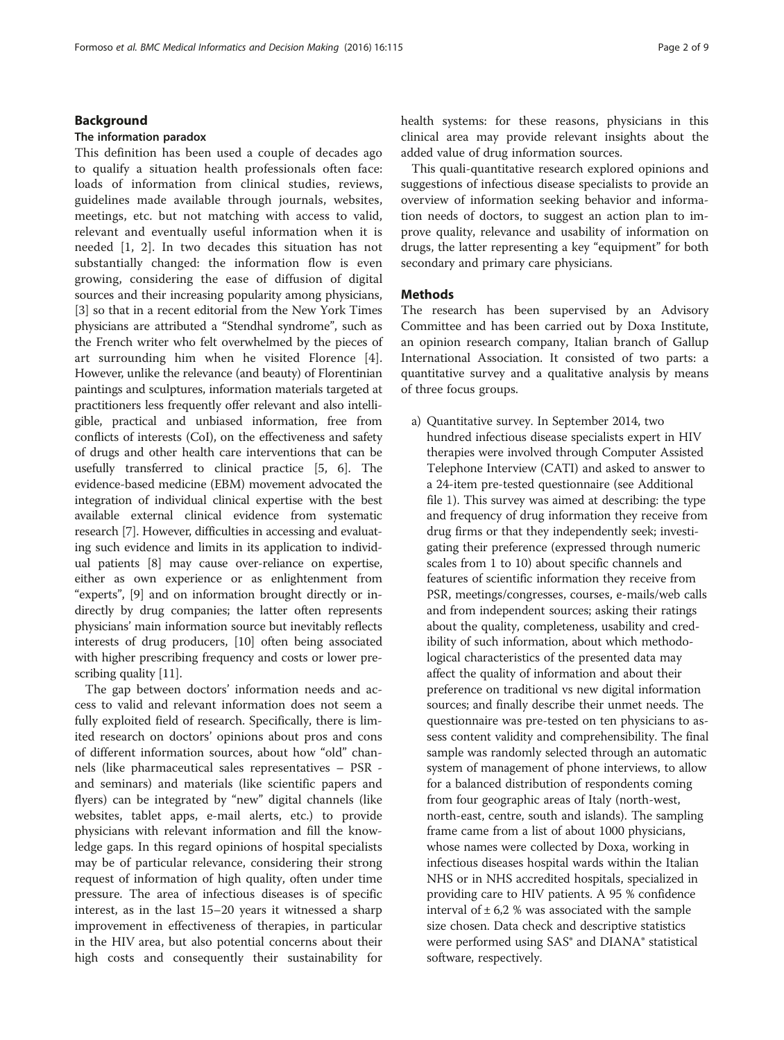## Background

### The information paradox

This definition has been used a couple of decades ago to qualify a situation health professionals often face: loads of information from clinical studies, reviews, guidelines made available through journals, websites, meetings, etc. but not matching with access to valid, relevant and eventually useful information when it is needed [1, 2]. In two decades this situation has not substantially changed: the information flow is even growing, considering the ease of diffusion of digital sources and their increasing popularity among physicians, [3] so that in a recent editorial from the New York Times physicians are attributed a "Stendhal syndrome", such as the French writer who felt overwhelmed by the pieces of art surrounding him when he visited Florence [4]. However, unlike the relevance (and beauty) of Florentinian paintings and sculptures, information materials targeted at practitioners less frequently offer relevant and also intelligible, practical and unbiased information, free from conflicts of interests (CoI), on the effectiveness and safety of drugs and other health care interventions that can be usefully transferred to clinical practice [5, 6]. The evidence-based medicine (EBM) movement advocated the integration of individual clinical expertise with the best available external clinical evidence from systematic research [7]. However, difficulties in accessing and evaluating such evidence and limits in its application to individual patients [8] may cause over-reliance on expertise, either as own experience or as enlightenment from "experts", [9] and on information brought directly or indirectly by drug companies; the latter often represents physicians' main information source but inevitably reflects interests of drug producers, [10] often being associated with higher prescribing frequency and costs or lower prescribing quality [11].

The gap between doctors' information needs and access to valid and relevant information does not seem a fully exploited field of research. Specifically, there is limited research on doctors' opinions about pros and cons of different information sources, about how "old" channels (like pharmaceutical sales representatives – PSR - and seminars) and materials (like scientific papers and flyers) can be integrated by "new" digital channels (like websites, tablet apps, e-mail alerts, etc.) to provide physicians with relevant information and fill the knowledge gaps. In this regard opinions of hospital specialists may be of particular relevance, considering their strong request of information of high quality, often under time pressure. The area of infectious diseases is of specific interest, as in the last 15–20 years it witnessed a sharp improvement in effectiveness of therapies, in particular in the HIV area, but also potential concerns about their high costs and consequently their sustainability for health systems: for these reasons, physicians in this clinical area may provide relevant insights about the added value of drug information sources.

This quali-quantitative research explored opinions and suggestions of infectious disease specialists to provide an overview of information seeking behavior and information needs of doctors, to suggest an action plan to improve quality, relevance and usability of information on drugs, the latter representing a key "equipment" for both secondary and primary care physicians.

## Methods

The research has been supervised by an Advisory Committee and has been carried out by Doxa Institute, an opinion research company, Italian branch of Gallup International Association. It consisted of two parts: a quantitative survey and a qualitative analysis by means of three focus groups.

a) Quantitative survey. In September 2014, two hundred infectious disease specialists expert in HIV therapies were involved through Computer Assisted Telephone Interview (CATI) and asked to answer to a 24-item pre-tested questionnaire (see Additional file 1). This survey was aimed at describing: the type and frequency of drug information they receive from drug firms or that they independently seek; investigating their preference (expressed through numeric scales from 1 to 10) about specific channels and features of scientific information they receive from PSR, meetings/congresses, courses, e-mails/web calls and from independent sources; asking their ratings about the quality, completeness, usability and credibility of such information, about which methodological characteristics of the presented data may affect the quality of information and about their preference on traditional vs new digital information sources; and finally describe their unmet needs. The questionnaire was pre-tested on ten physicians to assess content validity and comprehensibility. The final sample was randomly selected through an automatic system of management of phone interviews, to allow for a balanced distribution of respondents coming from four geographic areas of Italy (north-west, north-east, centre, south and islands). The sampling frame came from a list of about 1000 physicians, whose names were collected by Doxa, working in infectious diseases hospital wards within the Italian NHS or in NHS accredited hospitals, specialized in providing care to HIV patients. A 95 % confidence interval of ± 6,2 % was associated with the sample size chosen. Data check and descriptive statistics were performed using SAS® and DIANA® statistical software, respectively.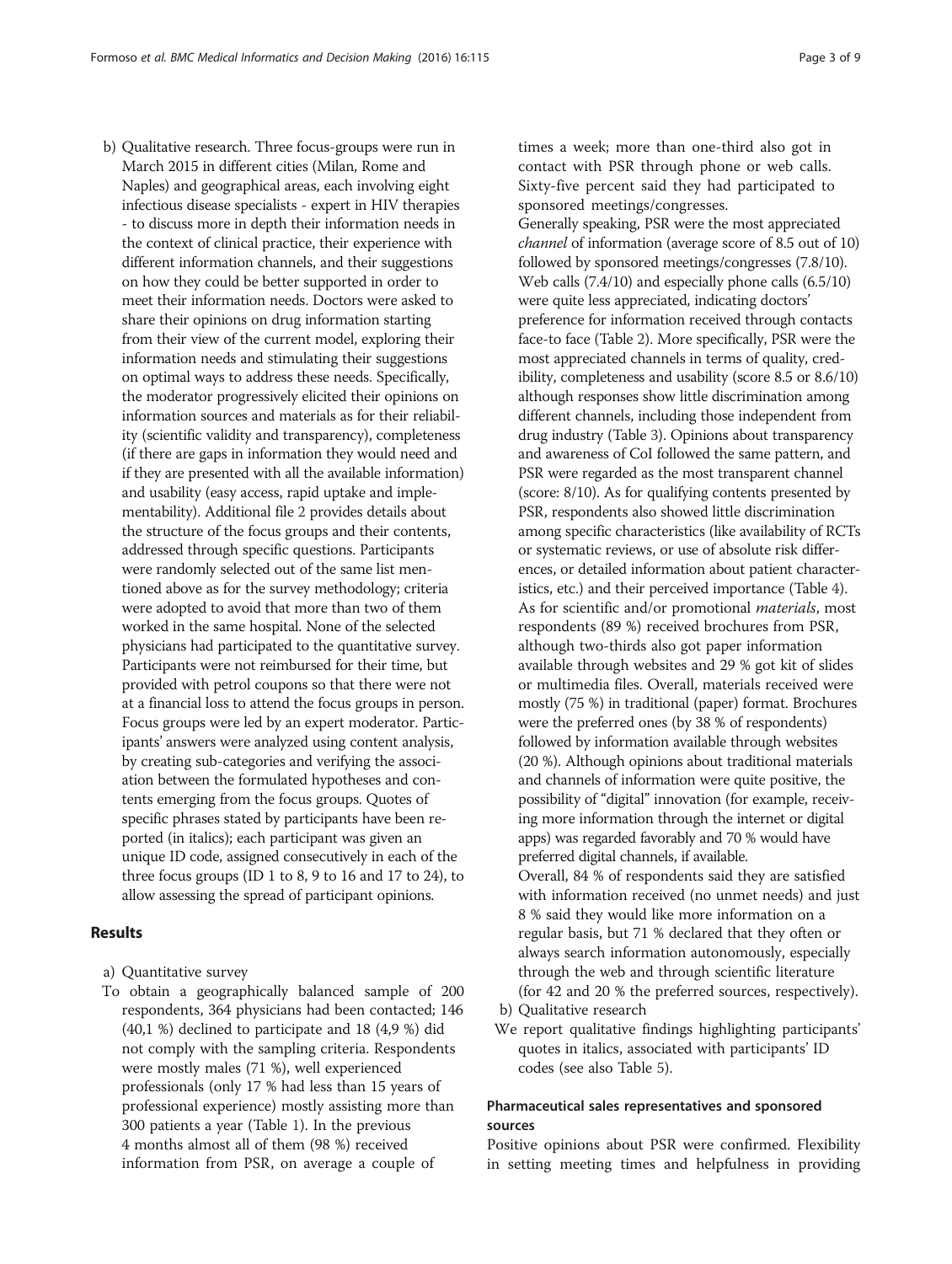b) Qualitative research. Three focus-groups were run in March 2015 in different cities (Milan, Rome and Naples) and geographical areas, each involving eight infectious disease specialists - expert in HIV therapies - to discuss more in depth their information needs in the context of clinical practice, their experience with different information channels, and their suggestions on how they could be better supported in order to meet their information needs. Doctors were asked to share their opinions on drug information starting from their view of the current model, exploring their information needs and stimulating their suggestions on optimal ways to address these needs. Specifically, the moderator progressively elicited their opinions on information sources and materials as for their reliability (scientific validity and transparency), completeness (if there are gaps in information they would need and if they are presented with all the available information) and usability (easy access, rapid uptake and implementability). Additional file 2 provides details about the structure of the focus groups and their contents, addressed through specific questions. Participants were randomly selected out of the same list mentioned above as for the survey methodology; criteria were adopted to avoid that more than two of them worked in the same hospital. None of the selected physicians had participated to the quantitative survey. Participants were not reimbursed for their time, but provided with petrol coupons so that there were not at a financial loss to attend the focus groups in person. Focus groups were led by an expert moderator. Participants' answers were analyzed using content analysis, by creating sub-categories and verifying the association between the formulated hypotheses and contents emerging from the focus groups. Quotes of specific phrases stated by participants have been reported (in italics); each participant was given an unique ID code, assigned consecutively in each of the three focus groups (ID 1 to 8, 9 to 16 and 17 to 24), to allow assessing the spread of participant opinions.

## Results

a) Quantitative survey

To obtain a geographically balanced sample of 200 respondents, 364 physicians had been contacted; 146 (40,1 %) declined to participate and 18 (4,9 %) did not comply with the sampling criteria. Respondents were mostly males (71 %), well experienced professionals (only 17 % had less than 15 years of professional experience) mostly assisting more than 300 patients a year (Table 1). In the previous 4 months almost all of them (98 %) received information from PSR, on average a couple of times a week; more than one-third also got in contact with PSR through phone or web calls. Sixty-five percent said they had participated to sponsored meetings/congresses.

Generally speaking, PSR were the most appreciated *channel* of information (average score of 8.5 out of 10) followed by sponsored meetings/congresses (7.8/10). Web calls (7.4/10) and especially phone calls (6.5/10) were quite less appreciated, indicating doctors' preference for information received through contacts face-to face (Table 2). More specifically, PSR were the most appreciated channels in terms of quality, credibility, completeness and usability (score 8.5 or 8.6/10) although responses show little discrimination among different channels, including those independent from drug industry (Table 3). Opinions about transparency and awareness of CoI followed the same pattern, and PSR were regarded as the most transparent channel (score: 8/10). As for qualifying contents presented by PSR, respondents also showed little discrimination among specific characteristics (like availability of RCTs or systematic reviews, or use of absolute risk differences, or detailed information about patient characteristics, etc.) and their perceived importance (Table 4). As for scientific and/or promotional *materials*, most respondents (89 %) received brochures from PSR, although two-thirds also got paper information available through websites and 29 % got kit of slides or multimedia files. Overall, materials received were mostly (75 %) in traditional (paper) format. Brochures were the preferred ones (by 38 % of respondents) followed by information available through websites (20 %). Although opinions about traditional materials and channels of information were quite positive, the possibility of "digital" innovation (for example, receiving more information through the internet or digital apps) was regarded favorably and 70 % would have preferred digital channels, if available.

Overall, 84 % of respondents said they are satisfied with information received (no unmet needs) and just 8 % said they would like more information on a regular basis, but 71 % declared that they often or always search information autonomously, especially through the web and through scientific literature (for 42 and 20 % the preferred sources, respectively).

b) Qualitative research

We report qualitative findings highlighting participants' quotes in italics, associated with participants' ID codes (see also Table 5).

### Pharmaceutical sales representatives and sponsored sources

Positive opinions about PSR were confirmed. Flexibility in setting meeting times and helpfulness in providing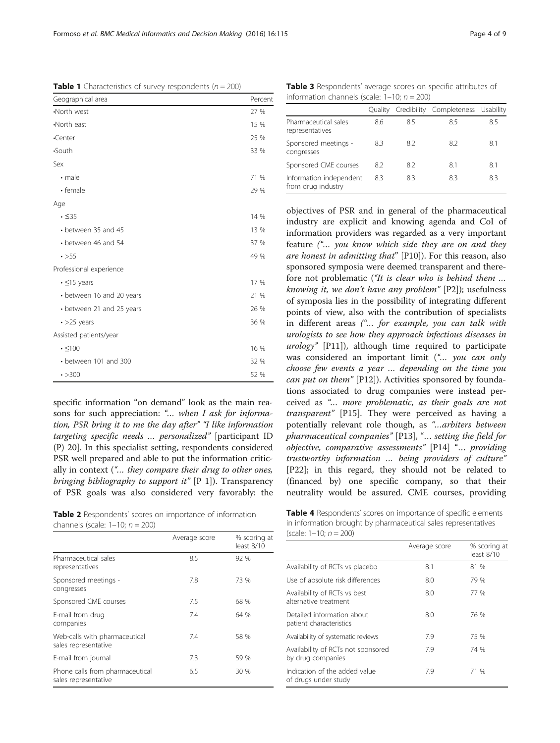**Table 1** Characteristics of survey respondents ($n = 200$)

| Geographical area | Percent |
|---|---|
| •North west | 27 % |
| •North east | 15 % |
| •Center | 25 % |
| •South | 33 % |
| Sex | |
| • male | 71 % |
| • female | 29 % |
| Age | |
| • ≤35 | 14 % |
| • between 35 and 45 | 13 % |
| • between 46 and 54 | 37 % |
| • >55 | 49 % |
| Professional experience | |
| • ≤15 years | 17 % |
| • between 16 and 20 years | 21 % |
| • between 21 and 25 years | 26 % |
| • >25 years | 36 % |
| Assisted patients/year | |
| • ≤100 | 16 % |
| • between 101 and 300 | 32 % |
| • >300 | 52 % |

specific information "on demand" look as the main reasons for such appreciation: *"... when I ask for information, PSR bring it to me the day after" "I like information targeting specific needs ... personalized"* [participant ID (P) 20]. In this specialist setting, respondents considered PSR well prepared and able to put the information critically in context (*"... they compare their drug to other ones, bringing bibliography to support it"* [P 1]). Transparency of PSR goals was also considered very favorably: the objectives of PSR and in general of the pharmaceutical industry are explicit and knowing agenda and CoI of information providers was regarded as a very important feature (*"... you know which side they are on and they are honest in admitting that"* [P10]). For this reason, also sponsored symposia were deemed transparent and therefore not problematic (*"It is clear who is behind them ... knowing it, we don't have any problem"* [P2]); usefulness of symposia lies in the possibility of integrating different points of view, also with the contribution of specialists in different areas (*"... for example, you can talk with urologists to see how they approach infectious diseases in urology"* [P11]), although time required to participate was considered an important limit (*"... you can only choose few events a year ... depending on the time you can put on them"* [P12]). Activities sponsored by foundations associated to drug companies were instead perceived as *"... more problematic, as their goals are not transparent"* [P15]. They were perceived as having a potentially relevant role though, as *"...arbiters between pharmaceutical companies"* [P13], *"... setting the field for objective, comparative assessments"* [P14] *"... providing trustworthy information ... being providers of culture"* [P22]; in this regard, they should not be related to (financed by) one specific company, so that their neutrality would be assured. CME courses, providing

**Table 2** Respondents' scores on importance of information channels (scale: 1–10; $n = 200$)

| | Average score | % scoring at least 8/10 |
|---|---|---|
| Pharmaceutical sales representatives | 8.5 | 92 % |
| Sponsored meetings - congresses | 7.8 | 73 % |
| Sponsored CME courses | 7.5 | 68 % |
| E-mail from drug companies | 7.4 | 64 % |
| Web-calls with pharmaceutical sales representative | 7.4 | 58 % |
| E-mail from journal | 7.3 | 59 % |
| Phone calls from pharmaceutical sales representative | 6.5 | 30 % |

**Table 3** Respondents' average scores on specific attributes of information channels (scale: 1–10; $n = 200$)

| | Quality | Credibility | Completeness | Usability |
|---|---|---|---|---|
| Pharmaceutical sales representatives | 8.6 | 8.5 | 8.5 | 8.5 |
| Sponsored meetings - congresses | 8.3 | 8.2 | 8.2 | 8.1 |
| Sponsored CME courses | 8.2 | 8.2 | 8.1 | 8.1 |
| Information independent from drug industry | 8.3 | 8.3 | 8.3 | 8.3 |

**Table 4** Respondents' scores on importance of specific elements in information brought by pharmaceutical sales representatives (scale: 1–10; $n = 200$)

| | Average score | % scoring at least 8/10 |
|---|---|---|
| Availability of RCTs vs placebo | 8.1 | 81 % |
| Use of absolute risk differences | 8.0 | 79 % |
| Availability of RCTs vs best alternative treatment | 8.0 | 77 % |
| Detailed information about patient characteristics | 8.0 | 76 % |
| Availability of systematic reviews | 7.9 | 75 % |
| Availability of RCTs not sponsored by drug companies | 7.9 | 74 % |
| Indication of the added value of drugs under study | 7.9 | 71 % |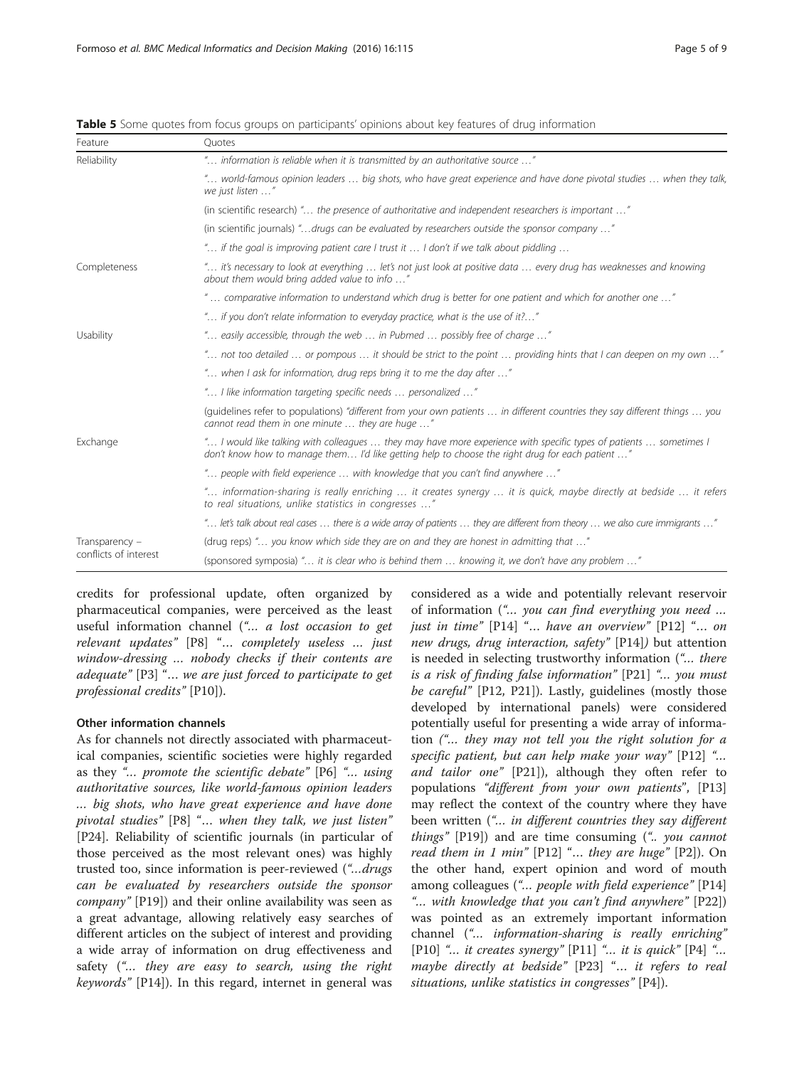**Table 5** Some quotes from focus groups on participants' opinions about key features of drug information

| Feature | Quotes |
| --- | --- |
| Reliability | "… information is reliable when it is transmitted by an authoritative source …" |
| | "… world-famous opinion leaders … big shots, who have great experience and have done pivotal studies … when they talk, we just listen …" |
| | (in scientific research) "… the presence of authoritative and independent researchers is important …" |
| | (in scientific journals) "…drugs can be evaluated by researchers outside the sponsor company …" |
| | "… if the goal is improving patient care I trust it … I don't if we talk about piddling … |
| Completeness | "… it's necessary to look at everything … let's not just look at positive data … every drug has weaknesses and knowing about them would bring added value to info …" |
| | " … comparative information to understand which drug is better for one patient and which for another one …" |
| | "… if you don't relate information to everyday practice, what is the use of it?…" |
| Usability | "… easily accessible, through the web … in Pubmed … possibly free of charge …" |
| | "… not too detailed … or pompous … it should be strict to the point … providing hints that I can deepen on my own …" |
| | "… when I ask for information, drug reps bring it to me the day after …" |
| | "… I like information targeting specific needs … personalized …" |
| | (guidelines refer to populations) "different from your own patients … in different countries they say different things … you cannot read them in one minute … they are huge …" |
| Exchange | "… I would like talking with colleagues … they may have more experience with specific types of patients … sometimes I don't know how to manage them… I'd like getting help to choose the right drug for each patient …" |
| | "… people with field experience … with knowledge that you can't find anywhere …" |
| | "… information-sharing is really enriching … it creates synergy … it is quick, maybe directly at bedside … it refers to real situations, unlike statistics in congresses …" |
| | "… let's talk about real cases … there is a wide array of patients … they are different from theory … we also cure immigrants …" |
| Transparency – conflicts of interest | (drug reps) "… you know which side they are on and they are honest in admitting that …" |
| | (sponsored symposia) "… it is clear who is behind them … knowing it, we don't have any problem …" |

credits for professional update, often organized by pharmaceutical companies, were perceived as the least useful information channel (*"… a lost occasion to get relevant updates"* [P8] *"… completely useless … just window-dressing … nobody checks if their contents are adequate"* [P3] *"… we are just forced to participate to get professional credits"* [P10]).

#### Other information channels

As for channels not directly associated with pharmaceutical companies, scientific societies were highly regarded as they *"… promote the scientific debate"* [P6] *"… using authoritative sources, like world-famous opinion leaders … big shots, who have great experience and have done pivotal studies"* [P8] *"… when they talk, we just listen"* [P24]. Reliability of scientific journals (in particular of those perceived as the most relevant ones) was highly trusted too, since information is peer-reviewed (*"…drugs can be evaluated by researchers outside the sponsor company"* [P19]) and their online availability was seen as a great advantage, allowing relatively easy searches of different articles on the subject of interest and providing a wide array of information on drug effectiveness and safety (*"… they are easy to search, using the right keywords"* [P14]). In this regard, internet in general was considered as a wide and potentially relevant reservoir of information (*"… you can find everything you need … just in time"* [P14] *"… have an overview"* [P12] *"… on new drugs, drug interaction, safety"* [P14]) but attention is needed in selecting trustworthy information (*"… there is a risk of finding false information"* [P21] *"… you must be careful"* [P12, P21]). Lastly, guidelines (mostly those developed by international panels) were considered potentially useful for presenting a wide array of information (*"… they may not tell you the right solution for a specific patient, but can help make your way"* [P12] *"… and tailor one"* [P21]), although they often refer to populations *"different from your own patients"*, [P13] may reflect the context of the country where they have been written (*"… in different countries they say different things"* [P19]) and are time consuming (*".. you cannot read them in 1 min"* [P12] *"… they are huge"* [P2]). On the other hand, expert opinion and word of mouth among colleagues (*"… people with field experience"* [P14] *"… with knowledge that you can't find anywhere"* [P22]) was pointed as an extremely important information channel (*"… information-sharing is really enriching"* [P10] *"… it creates synergy"* [P11] *"… it is quick"* [P4] *"… maybe directly at bedside"* [P23] *"… it refers to real situations, unlike statistics in congresses"* [P4]).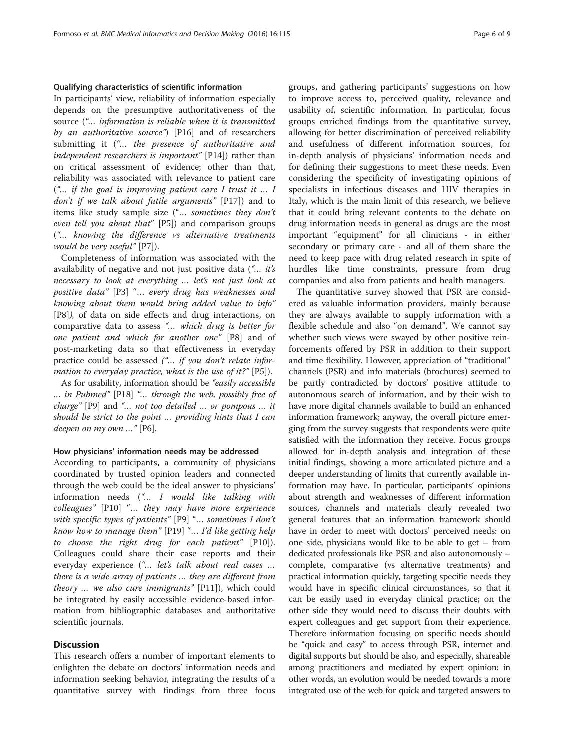#### Qualifying characteristics of scientific information

In participants' view, reliability of information especially depends on the presumptive authoritativeness of the source (*"… information is reliable when it is transmitted by an authoritative source"*) [P16] and of researchers submitting it (*"… the presence of authoritative and independent researchers is important"* [P14]) rather than on critical assessment of evidence; other than that, reliability was associated with relevance to patient care (*"… if the goal is improving patient care I trust it … I don't if we talk about futile arguments"* [P17]) and to items like study sample size (*"… sometimes they don't even tell you about that"* [P5]) and comparison groups (*"… knowing the difference vs alternative treatments would be very useful"* [P7]).

Completeness of information was associated with the availability of negative and not just positive data (*"… it's necessary to look at everything … let's not just look at positive data"* [P3] *"… every drug has weaknesses and knowing about them would bring added value to info"* [P8]), of data on side effects and drug interactions, on comparative data to assess *"… which drug is better for one patient and which for another one"* [P8] and of post-marketing data so that effectiveness in everyday practice could be assessed (*"… if you don't relate information to everyday practice, what is the use of it?"* [P5]).

As for usability, information should be *"easily accessible … in Pubmed"* [P18] *"… through the web, possibly free of charge"* [P9] and *"… not too detailed … or pompous … it should be strict to the point … providing hints that I can deepen on my own …"* [P6].

#### How physicians' information needs may be addressed

According to participants, a community of physicians coordinated by trusted opinion leaders and connected through the web could be the ideal answer to physicians' information needs (*"… I would like talking with colleagues"* [P10] *"… they may have more experience with specific types of patients"* [P9] *"… sometimes I don't know how to manage them"* [P19] *"… I'd like getting help to choose the right drug for each patient"* [P10]). Colleagues could share their case reports and their everyday experience (*"… let's talk about real cases … there is a wide array of patients … they are different from theory … we also cure immigrants"* [P11]), which could be integrated by easily accessible evidence-based information from bibliographic databases and authoritative scientific journals.

## Discussion

This research offers a number of important elements to enlighten the debate on doctors' information needs and information seeking behavior, integrating the results of a quantitative survey with findings from three focus groups, and gathering participants' suggestions on how to improve access to, perceived quality, relevance and usability of, scientific information. In particular, focus groups enriched findings from the quantitative survey, allowing for better discrimination of perceived reliability and usefulness of different information sources, for in-depth analysis of physicians' information needs and for defining their suggestions to meet these needs. Even considering the specificity of investigating opinions of specialists in infectious diseases and HIV therapies in Italy, which is the main limit of this research, we believe that it could bring relevant contents to the debate on drug information needs in general as drugs are the most important "equipment" for all clinicians - in either secondary or primary care - and all of them share the need to keep pace with drug related research in spite of hurdles like time constraints, pressure from drug companies and also from patients and health managers.

The quantitative survey showed that PSR are considered as valuable information providers, mainly because they are always available to supply information with a flexible schedule and also "on demand". We cannot say whether such views were swayed by other positive reinforcements offered by PSR in addition to their support and time flexibility. However, appreciation of "traditional" channels (PSR) and info materials (brochures) seemed to be partly contradicted by doctors' positive attitude to autonomous search of information, and by their wish to have more digital channels available to build an enhanced information framework; anyway, the overall picture emerging from the survey suggests that respondents were quite satisfied with the information they receive. Focus groups allowed for in-depth analysis and integration of these initial findings, showing a more articulated picture and a deeper understanding of limits that currently available information may have. In particular, participants' opinions about strength and weaknesses of different information sources, channels and materials clearly revealed two general features that an information framework should have in order to meet with doctors' perceived needs: on one side, physicians would like to be able to get – from dedicated professionals like PSR and also autonomously – complete, comparative (vs alternative treatments) and practical information quickly, targeting specific needs they would have in specific clinical circumstances, so that it can be easily used in everyday clinical practice; on the other side they would need to discuss their doubts with expert colleagues and get support from their experience. Therefore information focusing on specific needs should be "quick and easy" to access through PSR, internet and digital supports but should be also, and especially, shareable among practitioners and mediated by expert opinion: in other words, an evolution would be needed towards a more integrated use of the web for quick and targeted answers to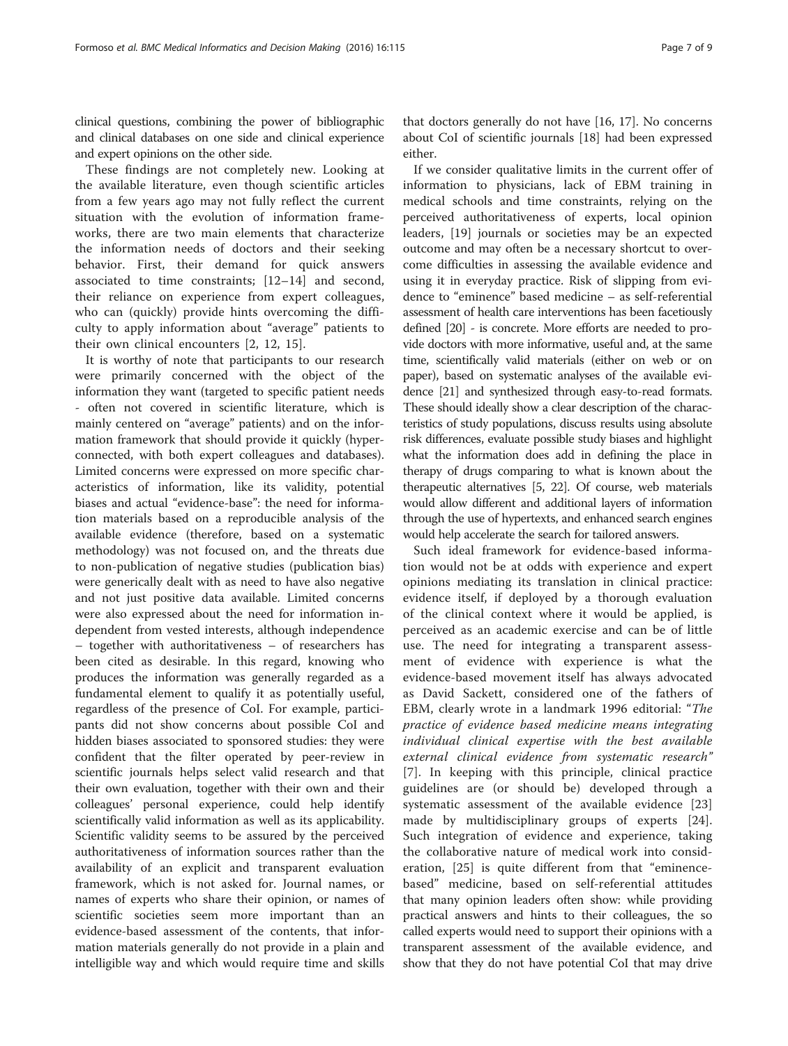clinical questions, combining the power of bibliographic and clinical databases on one side and clinical experience and expert opinions on the other side.

These findings are not completely new. Looking at the available literature, even though scientific articles from a few years ago may not fully reflect the current situation with the evolution of information frameworks, there are two main elements that characterize the information needs of doctors and their seeking behavior. First, their demand for quick answers associated to time constraints; [12–14] and second, their reliance on experience from expert colleagues, who can (quickly) provide hints overcoming the difficulty to apply information about "average" patients to their own clinical encounters [2, 12, 15].

It is worthy of note that participants to our research were primarily concerned with the object of the information they want (targeted to specific patient needs - often not covered in scientific literature, which is mainly centered on "average" patients) and on the information framework that should provide it quickly (hyper-connected, with both expert colleagues and databases). Limited concerns were expressed on more specific characteristics of information, like its validity, potential biases and actual "evidence-base": the need for information materials based on a reproducible analysis of the available evidence (therefore, based on a systematic methodology) was not focused on, and the threats due to non-publication of negative studies (publication bias) were generically dealt with as need to have also negative and not just positive data available. Limited concerns were also expressed about the need for information independent from vested interests, although independence – together with authoritativeness – of researchers has been cited as desirable. In this regard, knowing who produces the information was generally regarded as a fundamental element to qualify it as potentially useful, regardless of the presence of CoI. For example, participants did not show concerns about possible CoI and hidden biases associated to sponsored studies: they were confident that the filter operated by peer-review in scientific journals helps select valid research and that their own evaluation, together with their own and their colleagues' personal experience, could help identify scientifically valid information as well as its applicability. Scientific validity seems to be assured by the perceived authoritativeness of information sources rather than the availability of an explicit and transparent evaluation framework, which is not asked for. Journal names, or names of experts who share their opinion, or names of scientific societies seem more important than an evidence-based assessment of the contents, that information materials generally do not provide in a plain and intelligible way and which would require time and skills that doctors generally do not have [16, 17]. No concerns about CoI of scientific journals [18] had been expressed either.

If we consider qualitative limits in the current offer of information to physicians, lack of EBM training in medical schools and time constraints, relying on the perceived authoritativeness of experts, local opinion leaders, [19] journals or societies may be an expected outcome and may often be a necessary shortcut to overcome difficulties in assessing the available evidence and using it in everyday practice. Risk of slipping from evidence to "eminence" based medicine – as self-referential assessment of health care interventions has been facetiously defined [20] - is concrete. More efforts are needed to provide doctors with more informative, useful and, at the same time, scientifically valid materials (either on web or on paper), based on systematic analyses of the available evidence [21] and synthesized through easy-to-read formats. These should ideally show a clear description of the characteristics of study populations, discuss results using absolute risk differences, evaluate possible study biases and highlight what the information does add in defining the place in therapy of drugs comparing to what is known about the therapeutic alternatives [5, 22]. Of course, web materials would allow different and additional layers of information through the use of hypertexts, and enhanced search engines would help accelerate the search for tailored answers.

Such ideal framework for evidence-based information would not be at odds with experience and expert opinions mediating its translation in clinical practice: evidence itself, if deployed by a thorough evaluation of the clinical context where it would be applied, is perceived as an academic exercise and can be of little use. The need for integrating a transparent assessment of evidence with experience is what the evidence-based movement itself has always advocated as David Sackett, considered one of the fathers of EBM, clearly wrote in a landmark 1996 editorial: "*The practice of evidence based medicine means integrating individual clinical expertise with the best available external clinical evidence from systematic research*" [7]. In keeping with this principle, clinical practice guidelines are (or should be) developed through a systematic assessment of the available evidence [23] made by multidisciplinary groups of experts [24]. Such integration of evidence and experience, taking the collaborative nature of medical work into consideration, [25] is quite different from that "eminence-based" medicine, based on self-referential attitudes that many opinion leaders often show: while providing practical answers and hints to their colleagues, the so called experts would need to support their opinions with a transparent assessment of the available evidence, and show that they do not have potential CoI that may drive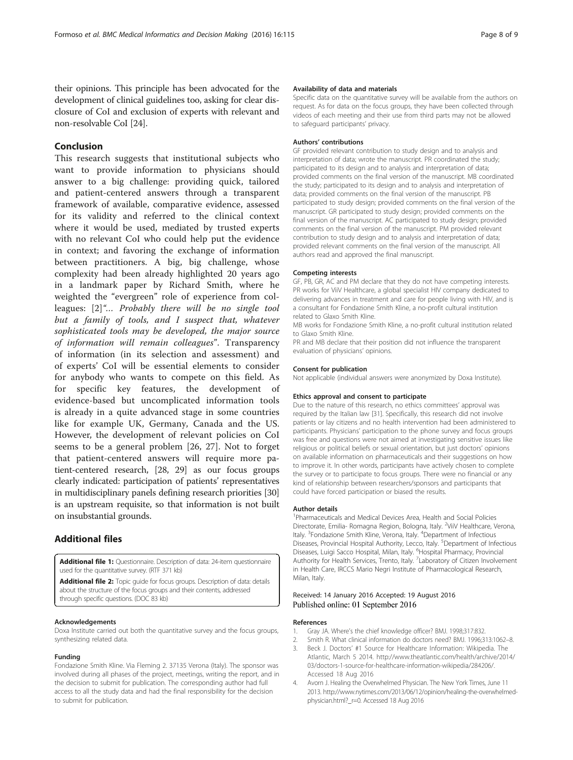their opinions. This principle has been advocated for the development of clinical guidelines too, asking for clear disclosure of CoI and exclusion of experts with relevant and non-resolvable CoI [24].

## Conclusion

This research suggests that institutional subjects who want to provide information to physicians should answer to a big challenge: providing quick, tailored and patient-centered answers through a transparent framework of available, comparative evidence, assessed for its validity and referred to the clinical context where it would be used, mediated by trusted experts with no relevant CoI who could help put the evidence in context; and favoring the exchange of information between practitioners. A big, big challenge, whose complexity had been already highlighted 20 years ago in a landmark paper by Richard Smith, where he weighted the "evergreen" role of experience from colleagues: [2]*"… Probably there will be no single tool but a family of tools, and I suspect that, whatever sophisticated tools may be developed, the major source of information will remain colleagues"*. Transparency of information (in its selection and assessment) and of experts' CoI will be essential elements to consider for anybody who wants to compete on this field. As for specific key features, the development of evidence-based but uncomplicated information tools is already in a quite advanced stage in some countries like for example UK, Germany, Canada and the US. However, the development of relevant policies on CoI seems to be a general problem [26, 27]. Not to forget that patient-centered answers will require more patient-centered research, [28, 29] as our focus groups clearly indicated: participation of patients' representatives in multidisciplinary panels defining research priorities [30] is an upstream requisite, so that information is not built on insubstantial grounds.

## Additional files

**Additional file 1:** Questionnaire. Description of data: 24-item questionnaire used for the quantitative survey. (RTF 371 kb)

**Additional file 2:** Topic guide for focus groups. Description of data: details about the structure of the focus groups and their contents, addressed through specific questions. (DOC 83 kb)

#### Acknowledgements

Doxa Institute carried out both the quantitative survey and the focus groups, synthesizing related data.

#### Funding

Fondazione Smith Kline. Via Fleming 2. 37135 Verona (Italy). The sponsor was involved during all phases of the project, meetings, writing the report, and in the decision to submit for publication. The corresponding author had full access to all the study data and had the final responsibility for the decision to submit for publication.

#### Availability of data and materials

Specific data on the quantitative survey will be available from the authors on request. As for data on the focus groups, they have been collected through videos of each meeting and their use from third parts may not be allowed to safeguard participants' privacy.

#### Authors' contributions

GF provided relevant contribution to study design and to analysis and interpretation of data; wrote the manuscript. PR coordinated the study; participated to its design and to analysis and interpretation of data; provided comments on the final version of the manuscript. MB coordinated the study; participated to its design and to analysis and interpretation of data; provided comments on the final version of the manuscript. PB participated to study design; provided comments on the final version of the manuscript. GR participated to study design; provided comments on the final version of the manuscript. AC participated to study design; provided comments on the final version of the manuscript. PM provided relevant contribution to study design and to analysis and interpretation of data; provided relevant comments on the final version of the manuscript. All authors read and approved the final manuscript.

#### Competing interests

GF, PB, GR, AC and PM declare that they do not have competing interests. PR works for ViiV Healthcare, a global specialist HIV company dedicated to delivering advances in treatment and care for people living with HIV, and is a consultant for Fondazione Smith Kline, a no-profit cultural institution related to Glaxo Smith Kline.

MB works for Fondazione Smith Kline, a no-profit cultural institution related to Glaxo Smith Kline.

PR and MB declare that their position did not influence the transparent evaluation of physicians' opinions.

#### Consent for publication

Not applicable (individual answers were anonymized by Doxa Institute).

#### Ethics approval and consent to participate

Due to the nature of this research, no ethics committees' approval was required by the Italian law [31]. Specifically, this research did not involve patients or lay citizens and no health intervention had been administered to participants. Physicians' participation to the phone survey and focus groups was free and questions were not aimed at investigating sensitive issues like religious or political beliefs or sexual orientation, but just doctors' opinions on available information on pharmaceuticals and their suggestions on how to improve it. In other words, participants have actively chosen to complete the survey or to participate to focus groups. There were no financial or any kind of relationship between researchers/sponsors and participants that could have forced participation or biased the results.

#### Author details

[1]Pharmaceuticals and Medical Devices Area, Health and Social Policies Directorate, Emilia- Romagna Region, Bologna, Italy. [2]ViiV Healthcare, Verona, Italy. [3]Fondazione Smith Kline, Verona, Italy. [4]Department of Infectious Diseases, Provincial Hospital Authority, Lecco, Italy. [5]Department of Infectious Diseases, Luigi Sacco Hospital, Milan, Italy. [6]Hospital Pharmacy, Provincial Authority for Health Services, Trento, Italy. [7]Laboratory of Citizen Involvement in Health Care, IRCCS Mario Negri Institute of Pharmacological Research, Milan, Italy.

Received: 14 January 2016 Accepted: 19 August 2016
Published online: 01 September 2016

#### References

1. Gray JA. Where's the chief knowledge officer? BMJ. 1998;317:832.
2. Smith R. What clinical information do doctors need? BMJ. 1996;313:1062–8.
3. Beck J. Doctors' #1 Source for Healthcare Information: Wikipedia. The Atlantic, March 5 2014. http://www.theatlantic.com/health/archive/2014/03/doctors-1-source-for-healthcare-information-wikipedia/284206/. Accessed 18 Aug 2016
4. Avorn J. Healing the Overwhelmed Physician. The New York Times, June 11 2013. http://www.nytimes.com/2013/06/12/opinion/healing-the-overwhelmed-physician.html?_r=0. Accessed 18 Aug 2016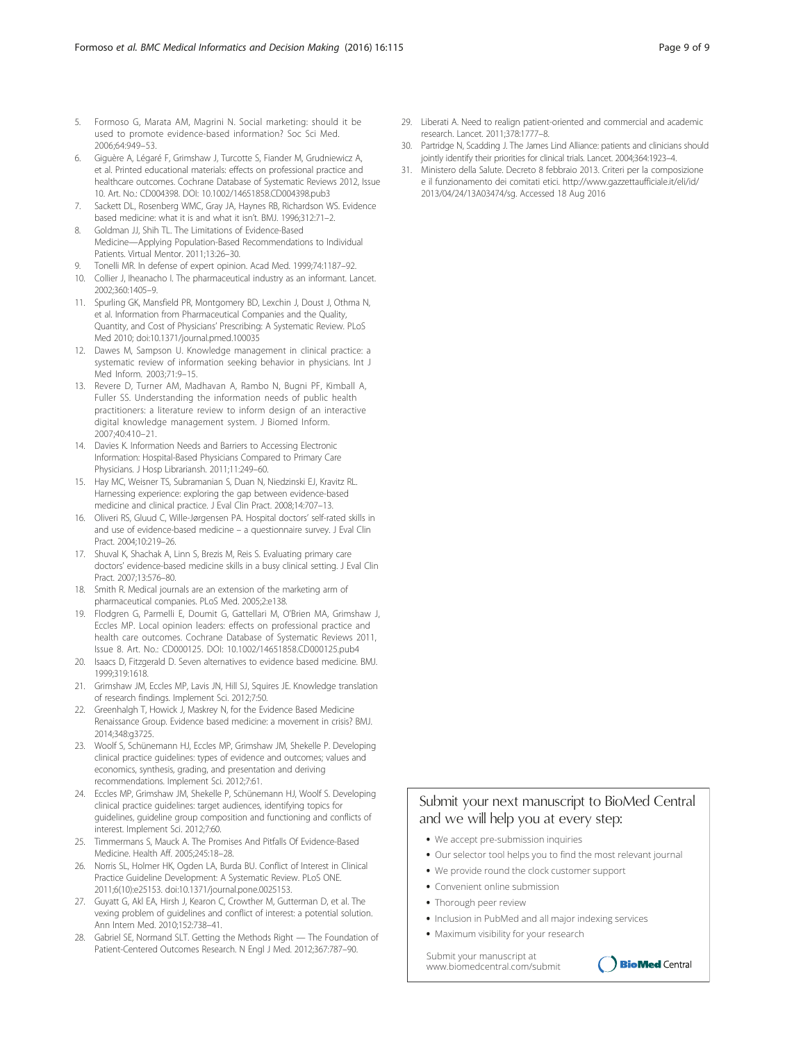5. Formoso G, Marata AM, Magrini N. Social marketing: should it be used to promote evidence-based information? Soc Sci Med. 2006;64:949–53.
6. Giguère A, Légaré F, Grimshaw J, Turcotte S, Fiander M, Grudniewicz A, et al. Printed educational materials: effects on professional practice and healthcare outcomes. Cochrane Database of Systematic Reviews 2012, Issue 10. Art. No.: CD004398. DOI: 10.1002/14651858.CD004398.pub3
7. Sackett DL, Rosenberg WMC, Gray JA, Haynes RB, Richardson WS. Evidence based medicine: what it is and what it isn't. BMJ. 1996;312:71–2.
8. Goldman JJ, Shih TL. The Limitations of Evidence-Based Medicine—Applying Population-Based Recommendations to Individual Patients. Virtual Mentor. 2011;13:26–30.
9. Tonelli MR. In defense of expert opinion. Acad Med. 1999;74:1187–92.
10. Collier J, Iheanacho I. The pharmaceutical industry as an informant. Lancet. 2002;360:1405–9.
11. Spurling GK, Mansfield PR, Montgomery BD, Lexchin J, Doust J, Othma N, et al. Information from Pharmaceutical Companies and the Quality, Quantity, and Cost of Physicians' Prescribing: A Systematic Review. PLoS Med 2010; doi:10.1371/journal.pmed.100035
12. Dawes M, Sampson U. Knowledge management in clinical practice: a systematic review of information seeking behavior in physicians. Int J Med Inform. 2003;71:9–15.
13. Revere D, Turner AM, Madhavan A, Rambo N, Bugni PF, Kimball A, Fuller SS. Understanding the information needs of public health practitioners: a literature review to inform design of an interactive digital knowledge management system. J Biomed Inform. 2007;40:410–21.
14. Davies K. Information Needs and Barriers to Accessing Electronic Information: Hospital-Based Physicians Compared to Primary Care Physicians. J Hosp Librariansh. 2011;11:249–60.
15. Hay MC, Weisner TS, Subramanian S, Duan N, Niedzinski EJ, Kravitz RL. Harnessing experience: exploring the gap between evidence-based medicine and clinical practice. J Eval Clin Pract. 2008;14:707–13.
16. Oliveri RS, Gluud C, Wille-Jørgensen PA. Hospital doctors' self-rated skills in and use of evidence-based medicine – a questionnaire survey. J Eval Clin Pract. 2004;10:219–26.
17. Shuval K, Shachak A, Linn S, Brezis M, Reis S. Evaluating primary care doctors' evidence-based medicine skills in a busy clinical setting. J Eval Clin Pract. 2007;13:576–80.
18. Smith R. Medical journals are an extension of the marketing arm of pharmaceutical companies. PLoS Med. 2005;2:e138.
19. Flodgren G, Parmelli E, Doumit G, Gattellari M, O'Brien MA, Grimshaw J, Eccles MP. Local opinion leaders: effects on professional practice and health care outcomes. Cochrane Database of Systematic Reviews 2011, Issue 8. Art. No.: CD000125. DOI: 10.1002/14651858.CD000125.pub4
20. Isaacs D, Fitzgerald D. Seven alternatives to evidence based medicine. BMJ. 1999;319:1618.
21. Grimshaw JM, Eccles MP, Lavis JN, Hill SJ, Squires JE. Knowledge translation of research findings. Implement Sci. 2012;7:50.
22. Greenhalgh T, Howick J, Maskrey N, for the Evidence Based Medicine Renaissance Group. Evidence based medicine: a movement in crisis? BMJ. 2014;348:g3725.
23. Woolf S, Schünemann HJ, Eccles MP, Grimshaw JM, Shekelle P. Developing clinical practice guidelines: types of evidence and outcomes; values and economics, synthesis, grading, and presentation and deriving recommendations. Implement Sci. 2012;7:61.
24. Eccles MP, Grimshaw JM, Shekelle P, Schünemann HJ, Woolf S. Developing clinical practice guidelines: target audiences, identifying topics for guidelines, guideline group composition and functioning and conflicts of interest. Implement Sci. 2012;7:60.
25. Timmermans S, Mauck A. The Promises And Pitfalls Of Evidence-Based Medicine. Health Aff. 2005;245:18–28.
26. Norris SL, Holmer HK, Ogden LA, Burda BU. Conflict of Interest in Clinical Practice Guideline Development: A Systematic Review. PLoS ONE. 2011;6(10):e25153. doi:10.1371/journal.pone.0025153.
27. Guyatt G, Akl EA, Hirsh J, Kearon C, Crowther M, Gutterman D, et al. The vexing problem of guidelines and conflict of interest: a potential solution. Ann Intern Med. 2010;152:738–41.
28. Gabriel SE, Normand SLT. Getting the Methods Right — The Foundation of Patient-Centered Outcomes Research. N Engl J Med. 2012;367:787–90.
29. Liberati A. Need to realign patient-oriented and commercial and academic research. Lancet. 2011;378:1777–8.
30. Partridge N, Scadding J. The James Lind Alliance: patients and clinicians should jointly identify their priorities for clinical trials. Lancet. 2004;364:1923–4.
31. Ministero della Salute. Decreto 8 febbraio 2013. Criteri per la composizione e il funzionamento dei comitati etici. http://www.gazzettaufficiale.it/eli/id/2013/04/24/13A03474/sg. Accessed 18 Aug 2016

Submit your next manuscript to BioMed Central and we will help you at every step:

- We accept pre-submission inquiries
- Our selector tool helps you to find the most relevant journal
- We provide round the clock customer support
- Convenient online submission
- Thorough peer review
- Inclusion in PubMed and all major indexing services
- Maximum visibility for your research

Submit your manuscript at www.biomedcentral.com/submit

BioMed Central